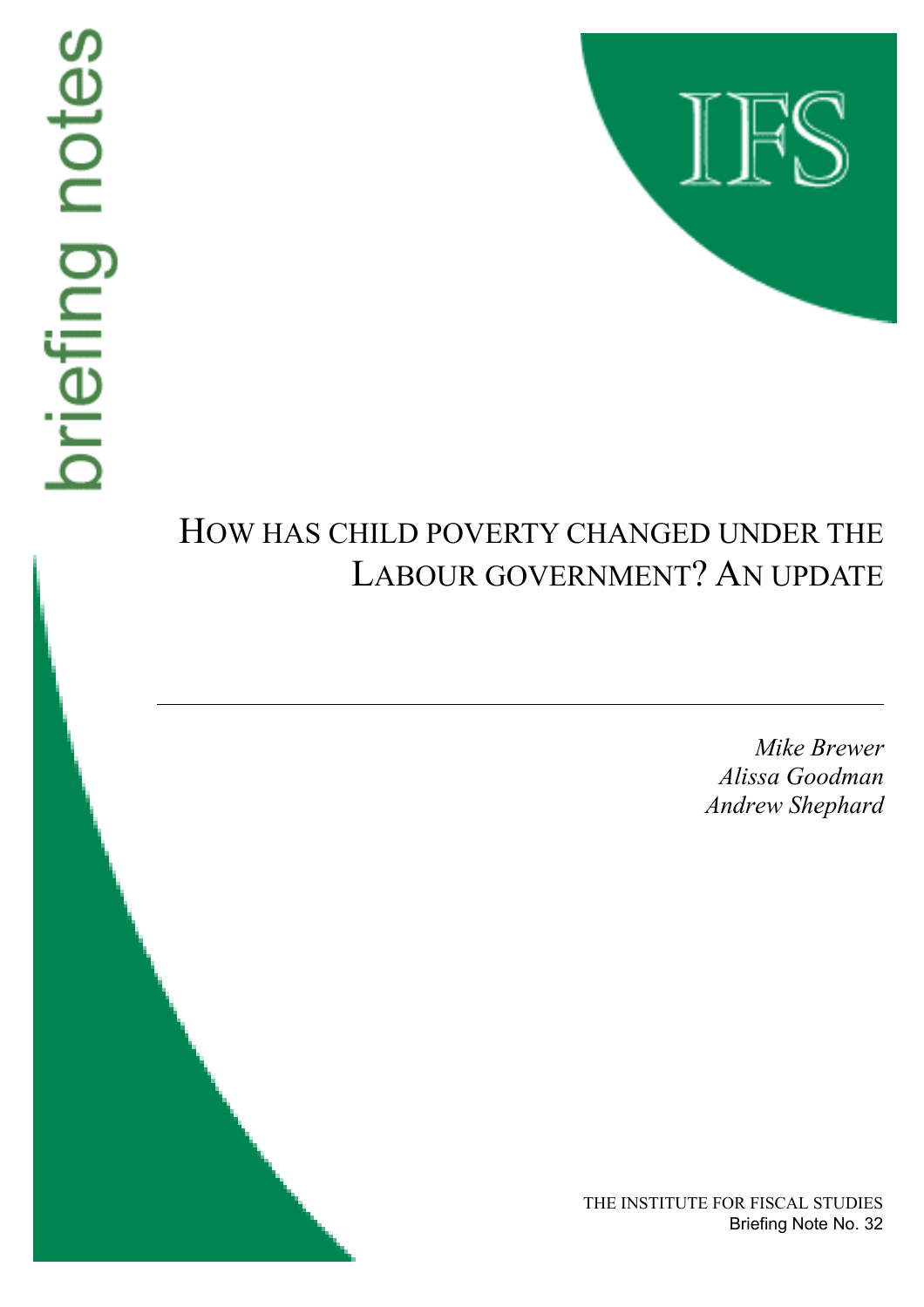briefing notes

IFS

# How has child poverty changed under the Labour government? An update

*Mike Brewer*
*Alissa Goodman*
*Andrew Shephard*

THE INSTITUTE FOR FISCAL STUDIES
Briefing Note No. 32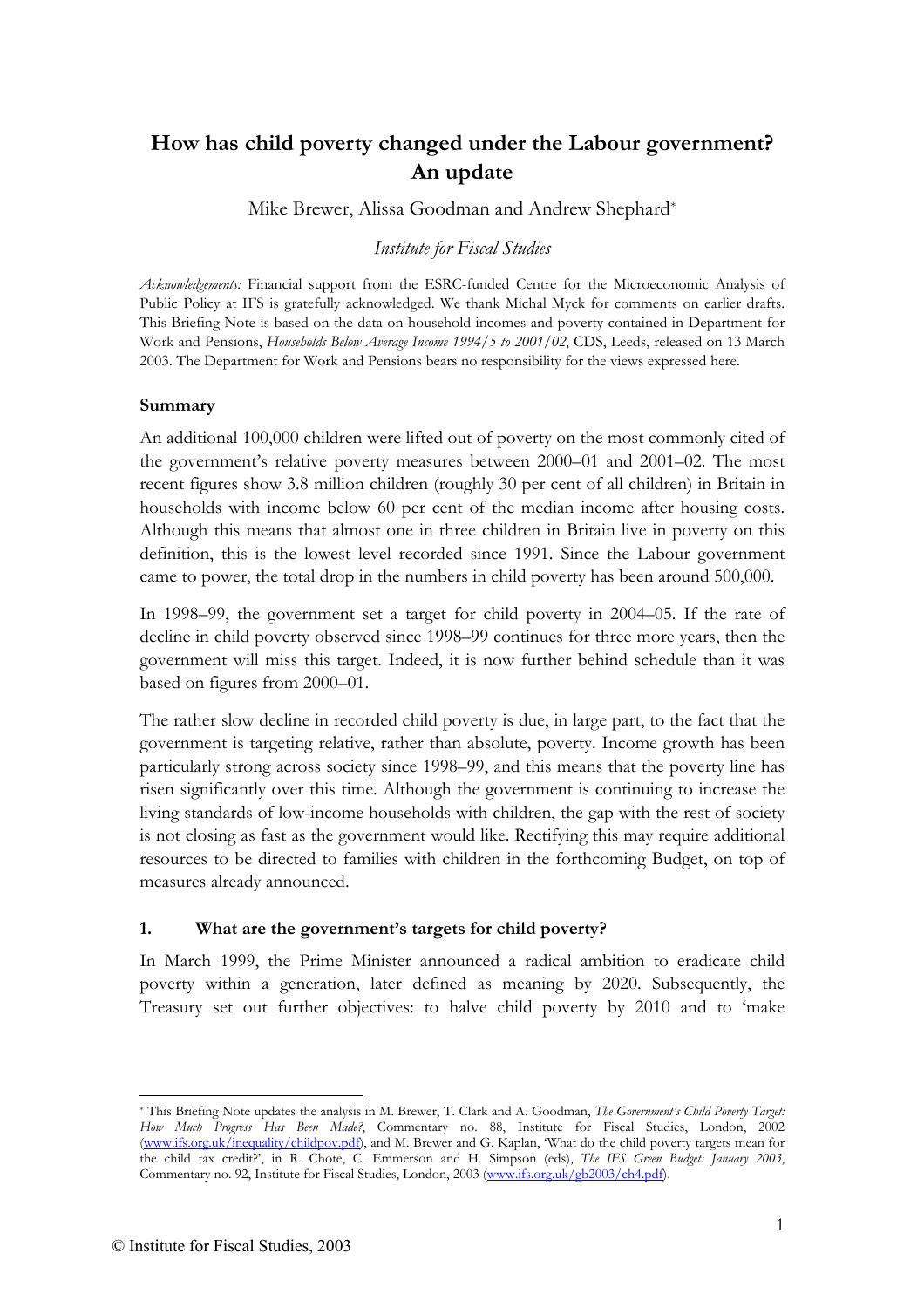# How has child poverty changed under the Labour government? An update

Mike Brewer, Alissa Goodman and Andrew Shephard[*]

*Institute for Fiscal Studies*

*Acknowledgements:* Financial support from the ESRC-funded Centre for the Microeconomic Analysis of Public Policy at IFS is gratefully acknowledged. We thank Michal Myck for comments on earlier drafts. This Briefing Note is based on the data on household incomes and poverty contained in Department for Work and Pensions, *Households Below Average Income 1994/5 to 2001/02*, CDS, Leeds, released on 13 March 2003. The Department for Work and Pensions bears no responsibility for the views expressed here.

### Summary

An additional 100,000 children were lifted out of poverty on the most commonly cited of the government's relative poverty measures between 2000–01 and 2001–02. The most recent figures show 3.8 million children (roughly 30 per cent of all children) in Britain in households with income below 60 per cent of the median income after housing costs. Although this means that almost one in three children in Britain live in poverty on this definition, this is the lowest level recorded since 1991. Since the Labour government came to power, the total drop in the numbers in child poverty has been around 500,000.

In 1998–99, the government set a target for child poverty in 2004–05. If the rate of decline in child poverty observed since 1998–99 continues for three more years, then the government will miss this target. Indeed, it is now further behind schedule than it was based on figures from 2000–01.

The rather slow decline in recorded child poverty is due, in large part, to the fact that the government is targeting relative, rather than absolute, poverty. Income growth has been particularly strong across society since 1998–99, and this means that the poverty line has risen significantly over this time. Although the government is continuing to increase the living standards of low-income households with children, the gap with the rest of society is not closing as fast as the government would like. Rectifying this may require additional resources to be directed to families with children in the forthcoming Budget, on top of measures already announced.

### 1. What are the government's targets for child poverty?

In March 1999, the Prime Minister announced a radical ambition to eradicate child poverty within a generation, later defined as meaning by 2020. Subsequently, the Treasury set out further objectives: to halve child poverty by 2010 and to 'make

---

[*] This Briefing Note updates the analysis in M. Brewer, T. Clark and A. Goodman, *The Government's Child Poverty Target: How Much Progress Has Been Made?*, Commentary no. 88, Institute for Fiscal Studies, London, 2002 (www.ifs.org.uk/inequality/childpov.pdf), and M. Brewer and G. Kaplan, 'What do the child poverty targets mean for the child tax credit?', in R. Chote, C. Emmerson and H. Simpson (eds), *The IFS Green Budget: January 2003*, Commentary no. 92, Institute for Fiscal Studies, London, 2003 (www.ifs.org.uk/gb2003/ch4.pdf).

© Institute for Fiscal Studies, 2003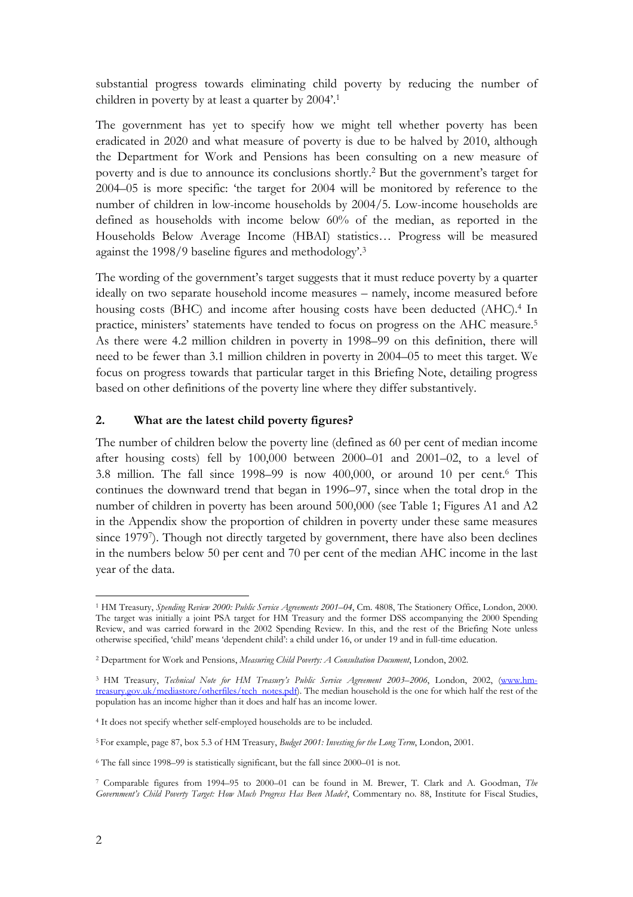substantial progress towards eliminating child poverty by reducing the number of children in poverty by at least a quarter by 2004'.[1]

The government has yet to specify how we might tell whether poverty has been eradicated in 2020 and what measure of poverty is due to be halved by 2010, although the Department for Work and Pensions has been consulting on a new measure of poverty and is due to announce its conclusions shortly.[2] But the government's target for 2004–05 is more specific: 'the target for 2004 will be monitored by reference to the number of children in low-income households by 2004/5. Low-income households are defined as households with income below 60% of the median, as reported in the Households Below Average Income (HBAI) statistics… Progress will be measured against the 1998/9 baseline figures and methodology'.[3]

The wording of the government's target suggests that it must reduce poverty by a quarter ideally on two separate household income measures – namely, income measured before housing costs (BHC) and income after housing costs have been deducted (AHC).[4] In practice, ministers' statements have tended to focus on progress on the AHC measure.[5] As there were 4.2 million children in poverty in 1998–99 on this definition, there will need to be fewer than 3.1 million children in poverty in 2004–05 to meet this target. We focus on progress towards that particular target in this Briefing Note, detailing progress based on other definitions of the poverty line where they differ substantively.

## 2. What are the latest child poverty figures?

The number of children below the poverty line (defined as 60 per cent of median income after housing costs) fell by 100,000 between 2000–01 and 2001–02, to a level of 3.8 million. The fall since 1998–99 is now 400,000, or around 10 per cent.[6] This continues the downward trend that began in 1996–97, since when the total drop in the number of children in poverty has been around 500,000 (see Table 1; Figures A1 and A2 in the Appendix show the proportion of children in poverty under these same measures since 1979[7]). Though not directly targeted by government, there have also been declines in the numbers below 50 per cent and 70 per cent of the median AHC income in the last year of the data.

---

[1] HM Treasury, *Spending Review 2000: Public Service Agreements 2001–04*, Cm. 4808, The Stationery Office, London, 2000. The target was initially a joint PSA target for HM Treasury and the former DSS accompanying the 2000 Spending Review, and was carried forward in the 2002 Spending Review. In this, and the rest of the Briefing Note unless otherwise specified, 'child' means 'dependent child': a child under 16, or under 19 and in full-time education.

[2] Department for Work and Pensions, *Measuring Child Poverty: A Consultation Document*, London, 2002.

[3] HM Treasury, *Technical Note for HM Treasury's Public Service Agreement 2003–2006*, London, 2002, (www.hm-treasury.gov.uk/mediastore/otherfiles/tech_notes.pdf). The median household is the one for which half the rest of the population has an income higher than it does and half has an income lower.

[4] It does not specify whether self-employed households are to be included.

[5] For example, page 87, box 5.3 of HM Treasury, *Budget 2001: Investing for the Long Term*, London, 2001.

[6] The fall since 1998–99 is statistically significant, but the fall since 2000–01 is not.

[7] Comparable figures from 1994–95 to 2000–01 can be found in M. Brewer, T. Clark and A. Goodman, *The Government's Child Poverty Target: How Much Progress Has Been Made?*, Commentary no. 88, Institute for Fiscal Studies,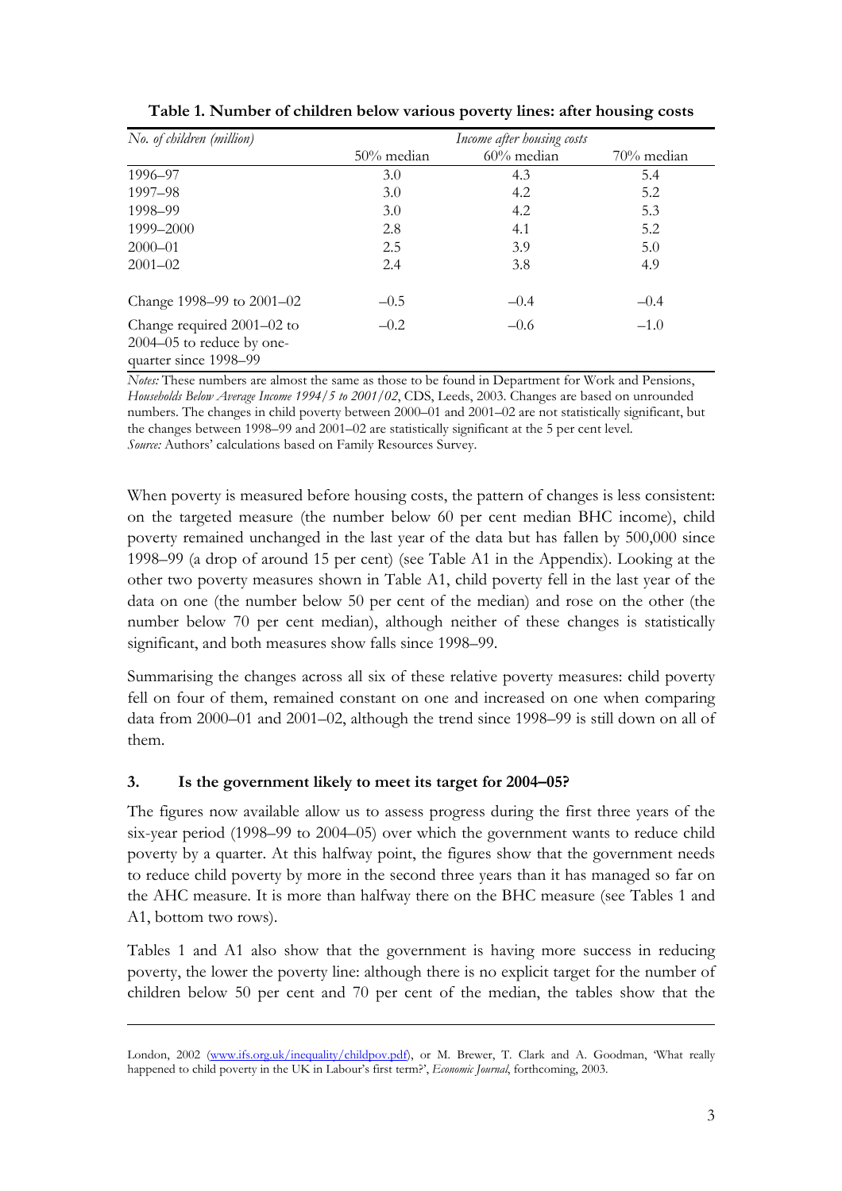**Table 1. Number of children below various poverty lines: after housing costs**

| *No. of children (million)* | *Income after housing costs* | | |
|---|---|---|---|
| | 50% median | 60% median | 70% median |
| 1996–97 | 3.0 | 4.3 | 5.4 |
| 1997–98 | 3.0 | 4.2 | 5.2 |
| 1998–99 | 3.0 | 4.2 | 5.3 |
| 1999–2000 | 2.8 | 4.1 | 5.2 |
| 2000–01 | 2.5 | 3.9 | 5.0 |
| 2001–02 | 2.4 | 3.8 | 4.9 |
| Change 1998–99 to 2001–02 | –0.5 | –0.4 | –0.4 |
| Change required 2001–02 to 2004–05 to reduce by one-quarter since 1998–99 | –0.2 | –0.6 | –1.0 |

*Notes:* These numbers are almost the same as those to be found in Department for Work and Pensions, *Households Below Average Income 1994/5 to 2001/02*, CDS, Leeds, 2003. Changes are based on unrounded numbers. The changes in child poverty between 2000–01 and 2001–02 are not statistically significant, but the changes between 1998–99 and 2001–02 are statistically significant at the 5 per cent level.
*Source:* Authors' calculations based on Family Resources Survey.

When poverty is measured before housing costs, the pattern of changes is less consistent: on the targeted measure (the number below 60 per cent median BHC income), child poverty remained unchanged in the last year of the data but has fallen by 500,000 since 1998–99 (a drop of around 15 per cent) (see Table A1 in the Appendix). Looking at the other two poverty measures shown in Table A1, child poverty fell in the last year of the data on one (the number below 50 per cent of the median) and rose on the other (the number below 70 per cent median), although neither of these changes is statistically significant, and both measures show falls since 1998–99.

Summarising the changes across all six of these relative poverty measures: child poverty fell on four of them, remained constant on one and increased on one when comparing data from 2000–01 and 2001–02, although the trend since 1998–99 is still down on all of them.

## 3. Is the government likely to meet its target for 2004–05?

The figures now available allow us to assess progress during the first three years of the six-year period (1998–99 to 2004–05) over which the government wants to reduce child poverty by a quarter. At this halfway point, the figures show that the government needs to reduce child poverty by more in the second three years than it has managed so far on the AHC measure. It is more than halfway there on the BHC measure (see Tables 1 and A1, bottom two rows).

Tables 1 and A1 also show that the government is having more success in reducing poverty, the lower the poverty line: although there is no explicit target for the number of children below 50 per cent and 70 per cent of the median, the tables show that the

London, 2002 (www.ifs.org.uk/inequality/childpov.pdf), or M. Brewer, T. Clark and A. Goodman, 'What really happened to child poverty in the UK in Labour's first term?', *Economic Journal*, forthcoming, 2003.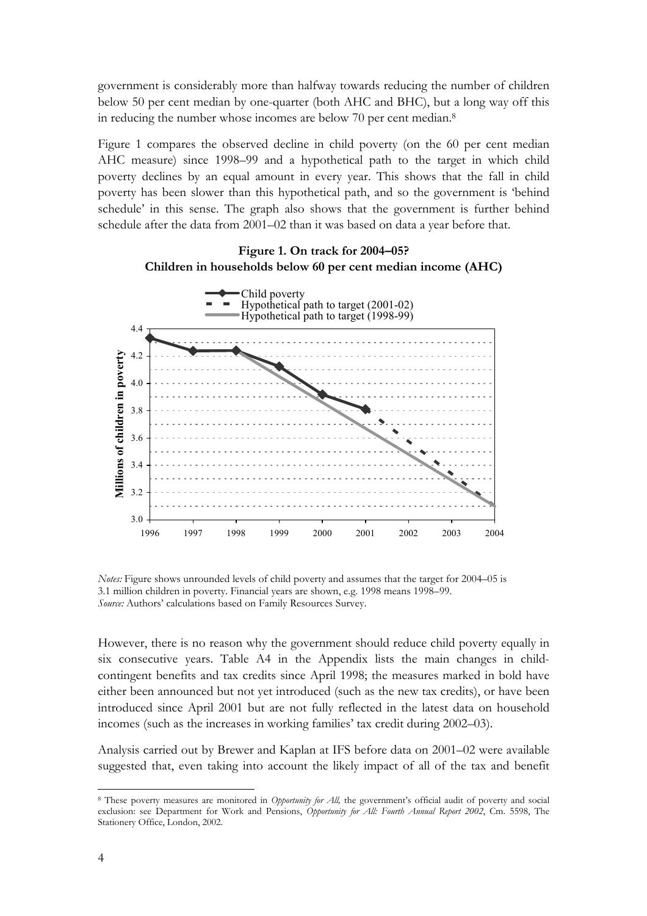government is considerably more than halfway towards reducing the number of children below 50 per cent median by one-quarter (both AHC and BHC), but a long way off this in reducing the number whose incomes are below 70 per cent median.[8]

Figure 1 compares the observed decline in child poverty (on the 60 per cent median AHC measure) since 1998–99 and a hypothetical path to the target in which child poverty declines by an equal amount in every year. This shows that the fall in child poverty has been slower than this hypothetical path, and so the government is 'behind schedule' in this sense. The graph also shows that the government is further behind schedule after the data from 2001–02 than it was based on data a year before that.

**Figure 1. On track for 2004–05?**
**Children in households below 60 per cent median income (AHC)**

*Notes:* Figure shows unrounded levels of child poverty and assumes that the target for 2004–05 is 3.1 million children in poverty. Financial years are shown, e.g. 1998 means 1998–99.
*Source:* Authors' calculations based on Family Resources Survey.

However, there is no reason why the government should reduce child poverty equally in six consecutive years. Table A4 in the Appendix lists the main changes in child-contingent benefits and tax credits since April 1998; the measures marked in bold have either been announced but not yet introduced (such as the new tax credits), or have been introduced since April 2001 but are not fully reflected in the latest data on household incomes (such as the increases in working families' tax credit during 2002–03).

Analysis carried out by Brewer and Kaplan at IFS before data on 2001–02 were available suggested that, even taking into account the likely impact of all of the tax and benefit

[8] These poverty measures are monitored in *Opportunity for All,* the government's official audit of poverty and social exclusion: see Department for Work and Pensions, *Opportunity for All: Fourth Annual Report 2002*, Cm. 5598, The Stationery Office, London, 2002.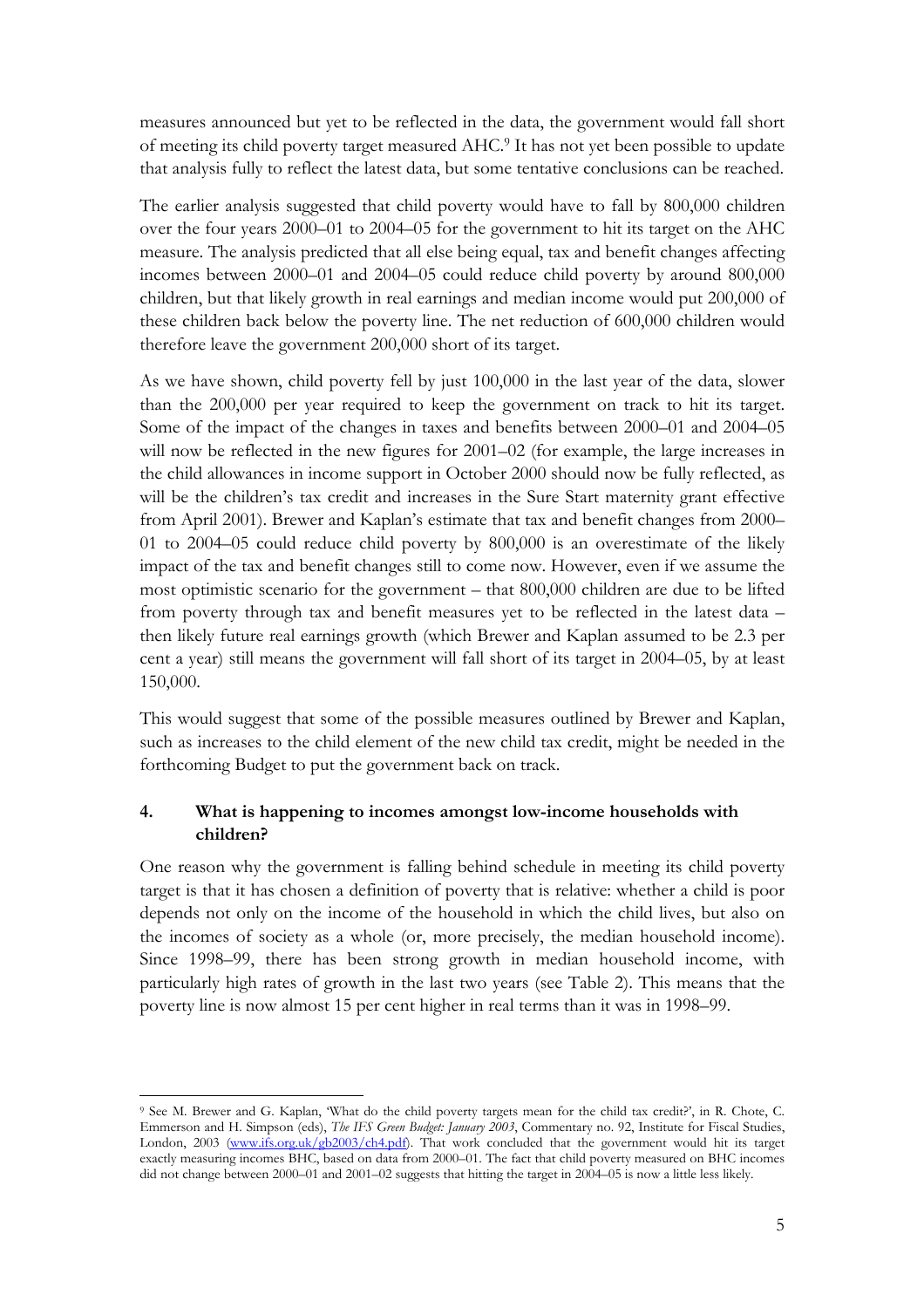measures announced but yet to be reflected in the data, the government would fall short of meeting its child poverty target measured AHC.[9] It has not yet been possible to update that analysis fully to reflect the latest data, but some tentative conclusions can be reached.

The earlier analysis suggested that child poverty would have to fall by 800,000 children over the four years 2000–01 to 2004–05 for the government to hit its target on the AHC measure. The analysis predicted that all else being equal, tax and benefit changes affecting incomes between 2000–01 and 2004–05 could reduce child poverty by around 800,000 children, but that likely growth in real earnings and median income would put 200,000 of these children back below the poverty line. The net reduction of 600,000 children would therefore leave the government 200,000 short of its target.

As we have shown, child poverty fell by just 100,000 in the last year of the data, slower than the 200,000 per year required to keep the government on track to hit its target. Some of the impact of the changes in taxes and benefits between 2000–01 and 2004–05 will now be reflected in the new figures for 2001–02 (for example, the large increases in the child allowances in income support in October 2000 should now be fully reflected, as will be the children's tax credit and increases in the Sure Start maternity grant effective from April 2001). Brewer and Kaplan's estimate that tax and benefit changes from 2000–01 to 2004–05 could reduce child poverty by 800,000 is an overestimate of the likely impact of the tax and benefit changes still to come now. However, even if we assume the most optimistic scenario for the government – that 800,000 children are due to be lifted from poverty through tax and benefit measures yet to be reflected in the latest data – then likely future real earnings growth (which Brewer and Kaplan assumed to be 2.3 per cent a year) still means the government will fall short of its target in 2004–05, by at least 150,000.

This would suggest that some of the possible measures outlined by Brewer and Kaplan, such as increases to the child element of the new child tax credit, might be needed in the forthcoming Budget to put the government back on track.

## 4. What is happening to incomes amongst low-income households with children?

One reason why the government is falling behind schedule in meeting its child poverty target is that it has chosen a definition of poverty that is relative: whether a child is poor depends not only on the income of the household in which the child lives, but also on the incomes of society as a whole (or, more precisely, the median household income). Since 1998–99, there has been strong growth in median household income, with particularly high rates of growth in the last two years (see Table 2). This means that the poverty line is now almost 15 per cent higher in real terms than it was in 1998–99.

[9] See M. Brewer and G. Kaplan, 'What do the child poverty targets mean for the child tax credit?', in R. Chote, C. Emmerson and H. Simpson (eds), *The IFS Green Budget: January 2003*, Commentary no. 92, Institute for Fiscal Studies, London, 2003 (www.ifs.org.uk/gb2003/ch4.pdf). That work concluded that the government would hit its target exactly measuring incomes BHC, based on data from 2000–01. The fact that child poverty measured on BHC incomes did not change between 2000–01 and 2001–02 suggests that hitting the target in 2004–05 is now a little less likely.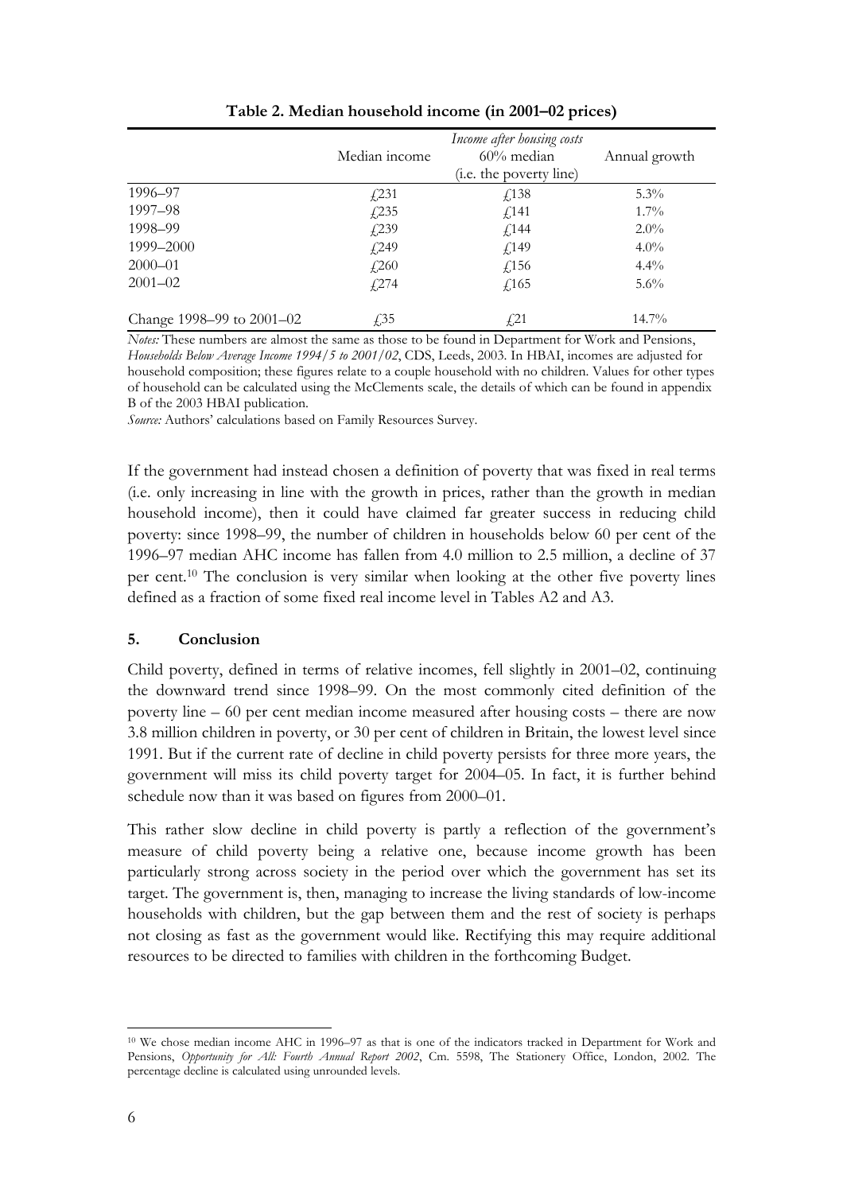**Table 2. Median household income (in 2001–02 prices)**

| | Income after housing costs | | |
|---|---|---|---|
| | Median income | 60% median (i.e. the poverty line) | Annual growth |
| 1996–97 | £231 | £138 | 5.3% |
| 1997–98 | £235 | £141 | 1.7% |
| 1998–99 | £239 | £144 | 2.0% |
| 1999–2000 | £249 | £149 | 4.0% |
| 2000–01 | £260 | £156 | 4.4% |
| 2001–02 | £274 | £165 | 5.6% |
| Change 1998–99 to 2001–02 | £35 | £21 | 14.7% |

*Notes:* These numbers are almost the same as those to be found in Department for Work and Pensions, *Households Below Average Income 1994/5 to 2001/02*, CDS, Leeds, 2003. In HBAI, incomes are adjusted for household composition; these figures relate to a couple household with no children. Values for other types of household can be calculated using the McClements scale, the details of which can be found in appendix B of the 2003 HBAI publication.

*Source:* Authors' calculations based on Family Resources Survey.

If the government had instead chosen a definition of poverty that was fixed in real terms (i.e. only increasing in line with the growth in prices, rather than the growth in median household income), then it could have claimed far greater success in reducing child poverty: since 1998–99, the number of children in households below 60 per cent of the 1996–97 median AHC income has fallen from 4.0 million to 2.5 million, a decline of 37 per cent.[10] The conclusion is very similar when looking at the other five poverty lines defined as a fraction of some fixed real income level in Tables A2 and A3.

## 5. Conclusion

Child poverty, defined in terms of relative incomes, fell slightly in 2001–02, continuing the downward trend since 1998–99. On the most commonly cited definition of the poverty line – 60 per cent median income measured after housing costs – there are now 3.8 million children in poverty, or 30 per cent of children in Britain, the lowest level since 1991. But if the current rate of decline in child poverty persists for three more years, the government will miss its child poverty target for 2004–05. In fact, it is further behind schedule now than it was based on figures from 2000–01.

This rather slow decline in child poverty is partly a reflection of the government's measure of child poverty being a relative one, because income growth has been particularly strong across society in the period over which the government has set its target. The government is, then, managing to increase the living standards of low-income households with children, but the gap between them and the rest of society is perhaps not closing as fast as the government would like. Rectifying this may require additional resources to be directed to families with children in the forthcoming Budget.

[10] We chose median income AHC in 1996–97 as that is one of the indicators tracked in Department for Work and Pensions, *Opportunity for All: Fourth Annual Report 2002*, Cm. 5598, The Stationery Office, London, 2002. The percentage decline is calculated using unrounded levels.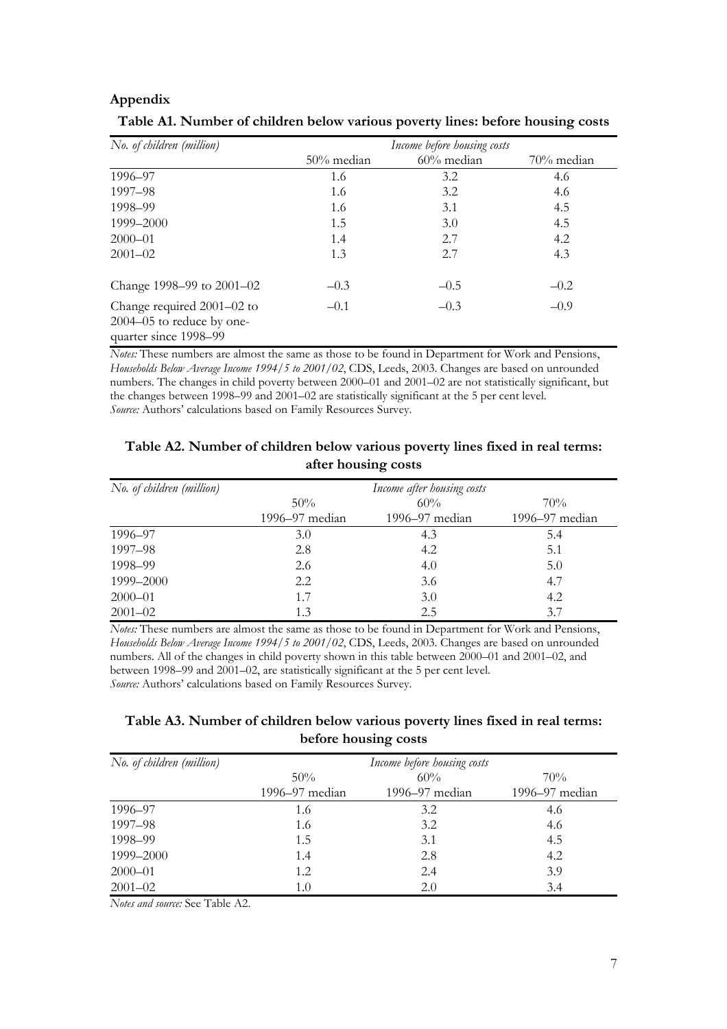## Appendix

**Table A1. Number of children below various poverty lines: before housing costs**

| *No. of children (million)* | *Income before housing costs* | | |
|---|---|---|---|
| | 50% median | 60% median | 70% median |
| 1996–97 | 1.6 | 3.2 | 4.6 |
| 1997–98 | 1.6 | 3.2 | 4.6 |
| 1998–99 | 1.6 | 3.1 | 4.5 |
| 1999–2000 | 1.5 | 3.0 | 4.5 |
| 2000–01 | 1.4 | 2.7 | 4.2 |
| 2001–02 | 1.3 | 2.7 | 4.3 |
| Change 1998–99 to 2001–02 | –0.3 | –0.5 | –0.2 |
| Change required 2001–02 to 2004–05 to reduce by one-quarter since 1998–99 | –0.1 | –0.3 | –0.9 |

*Notes:* These numbers are almost the same as those to be found in Department for Work and Pensions, *Households Below Average Income 1994/5 to 2001/02*, CDS, Leeds, 2003. Changes are based on unrounded numbers. The changes in child poverty between 2000–01 and 2001–02 are not statistically significant, but the changes between 1998–99 and 2001–02 are statistically significant at the 5 per cent level.
*Source:* Authors' calculations based on Family Resources Survey.

**Table A2. Number of children below various poverty lines fixed in real terms: after housing costs**

| *No. of children (million)* | *Income after housing costs* | | |
|---|---|---|---|
| | 50% 1996–97 median | 60% 1996–97 median | 70% 1996–97 median |
| 1996–97 | 3.0 | 4.3 | 5.4 |
| 1997–98 | 2.8 | 4.2 | 5.1 |
| 1998–99 | 2.6 | 4.0 | 5.0 |
| 1999–2000 | 2.2 | 3.6 | 4.7 |
| 2000–01 | 1.7 | 3.0 | 4.2 |
| 2001–02 | 1.3 | 2.5 | 3.7 |

*Notes:* These numbers are almost the same as those to be found in Department for Work and Pensions, *Households Below Average Income 1994/5 to 2001/02*, CDS, Leeds, 2003. Changes are based on unrounded numbers. All of the changes in child poverty shown in this table between 2000–01 and 2001–02, and between 1998–99 and 2001–02, are statistically significant at the 5 per cent level.
*Source:* Authors' calculations based on Family Resources Survey.

**Table A3. Number of children below various poverty lines fixed in real terms: before housing costs**

| *No. of children (million)* | *Income before housing costs* | | |
|---|---|---|---|
| | 50% 1996–97 median | 60% 1996–97 median | 70% 1996–97 median |
| 1996–97 | 1.6 | 3.2 | 4.6 |
| 1997–98 | 1.6 | 3.2 | 4.6 |
| 1998–99 | 1.5 | 3.1 | 4.5 |
| 1999–2000 | 1.4 | 2.8 | 4.2 |
| 2000–01 | 1.2 | 2.4 | 3.9 |
| 2001–02 | 1.0 | 2.0 | 3.4 |

*Notes and source:* See Table A2.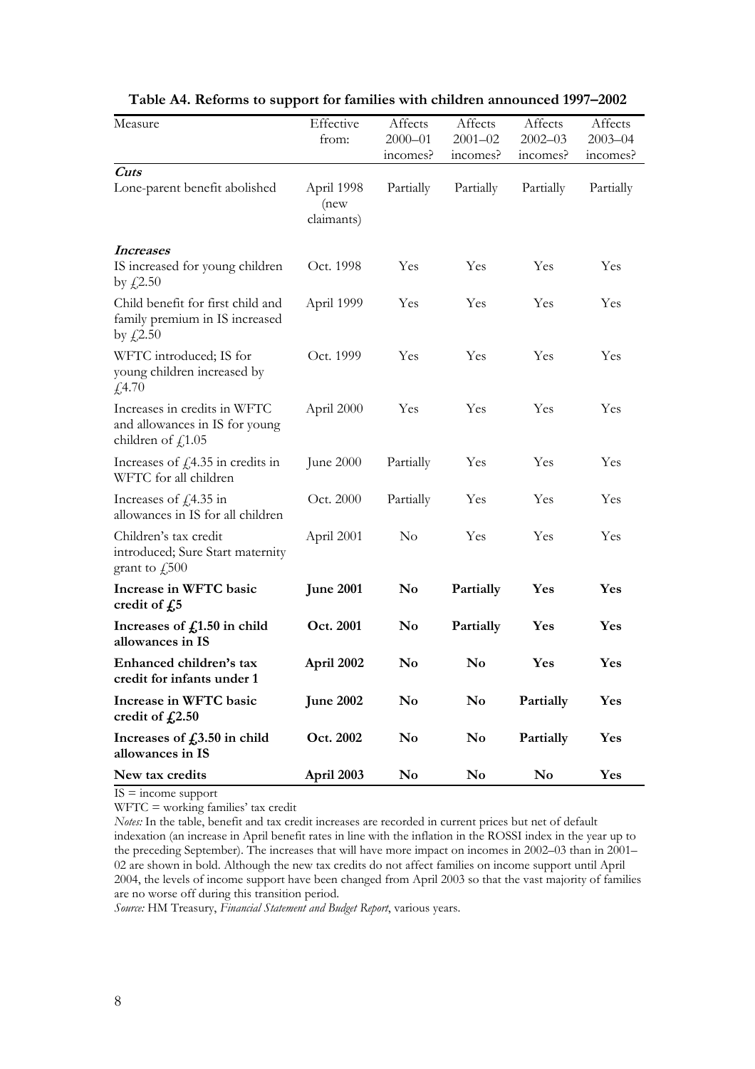**Table A4. Reforms to support for families with children announced 1997–2002**

| Measure | Effective from: | Affects 2000–01 incomes? | Affects 2001–02 incomes? | Affects 2002–03 incomes? | Affects 2003–04 incomes? |
|---|---|---|---|---|---|
| ***Cuts*** | | | | | |
| Lone-parent benefit abolished | April 1998 (new claimants) | Partially | Partially | Partially | Partially |
| ***Increases*** | | | | | |
| IS increased for young children by £2.50 | Oct. 1998 | Yes | Yes | Yes | Yes |
| Child benefit for first child and family premium in IS increased by £2.50 | April 1999 | Yes | Yes | Yes | Yes |
| WFTC introduced; IS for young children increased by £4.70 | Oct. 1999 | Yes | Yes | Yes | Yes |
| Increases in credits in WFTC and allowances in IS for young children of £1.05 | April 2000 | Yes | Yes | Yes | Yes |
| Increases of £4.35 in credits in WFTC for all children | June 2000 | Partially | Yes | Yes | Yes |
| Increases of £4.35 in allowances in IS for all children | Oct. 2000 | Partially | Yes | Yes | Yes |
| Children's tax credit introduced; Sure Start maternity grant to £500 | April 2001 | No | Yes | Yes | Yes |
| **Increase in WFTC basic credit of £5** | **June 2001** | **No** | **Partially** | **Yes** | **Yes** |
| **Increases of £1.50 in child allowances in IS** | **Oct. 2001** | **No** | **Partially** | **Yes** | **Yes** |
| **Enhanced children's tax credit for infants under 1** | **April 2002** | **No** | **No** | **Yes** | **Yes** |
| **Increase in WFTC basic credit of £2.50** | **June 2002** | **No** | **No** | **Partially** | **Yes** |
| **Increases of £3.50 in child allowances in IS** | **Oct. 2002** | **No** | **No** | **Partially** | **Yes** |
| **New tax credits** | **April 2003** | **No** | **No** | **No** | **Yes** |

IS = income support

WFTC = working families' tax credit

*Notes:* In the table, benefit and tax credit increases are recorded in current prices but net of default indexation (an increase in April benefit rates in line with the inflation in the ROSSI index in the year up to the preceding September). The increases that will have more impact on incomes in 2002–03 than in 2001–02 are shown in bold. Although the new tax credits do not affect families on income support until April 2004, the levels of income support have been changed from April 2003 so that the vast majority of families are no worse off during this transition period.

*Source:* HM Treasury, *Financial Statement and Budget Report*, various years.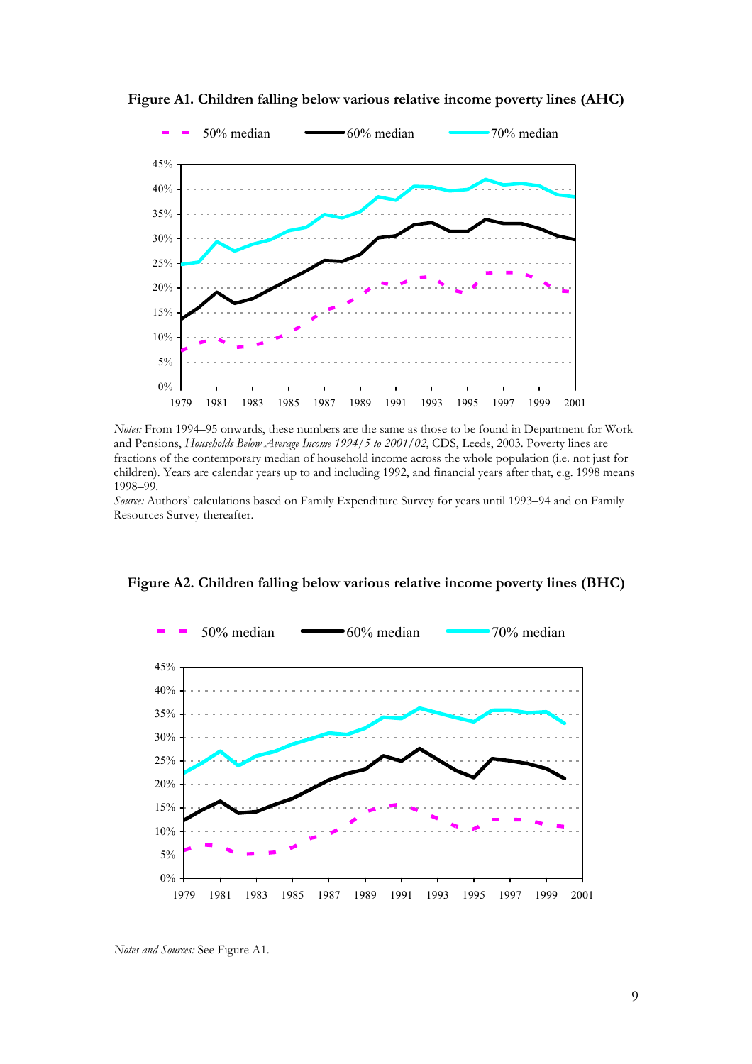**Figure A1. Children falling below various relative income poverty lines (AHC)**

50% median
60% median
70% median

45%
40%
35%
30%
25%
20%
15%
10%
5%
0%

1979 1981 1983 1985 1987 1989 1991 1993 1995 1997 1999 2001

*Notes:* From 1994–95 onwards, these numbers are the same as those to be found in Department for Work and Pensions, *Households Below Average Income 1994/5 to 2001/02*, CDS, Leeds, 2003. Poverty lines are fractions of the contemporary median of household income across the whole population (i.e. not just for children). Years are calendar years up to and including 1992, and financial years after that, e.g. 1998 means 1998–99.

*Source:* Authors' calculations based on Family Expenditure Survey for years until 1993–94 and on Family Resources Survey thereafter.

**Figure A2. Children falling below various relative income poverty lines (BHC)**

50% median
60% median
70% median

45%
40%
35%
30%
25%
20%
15%
10%
5%
0%

1979 1981 1983 1985 1987 1989 1991 1993 1995 1997 1999 2001

*Notes and Sources:* See Figure A1.